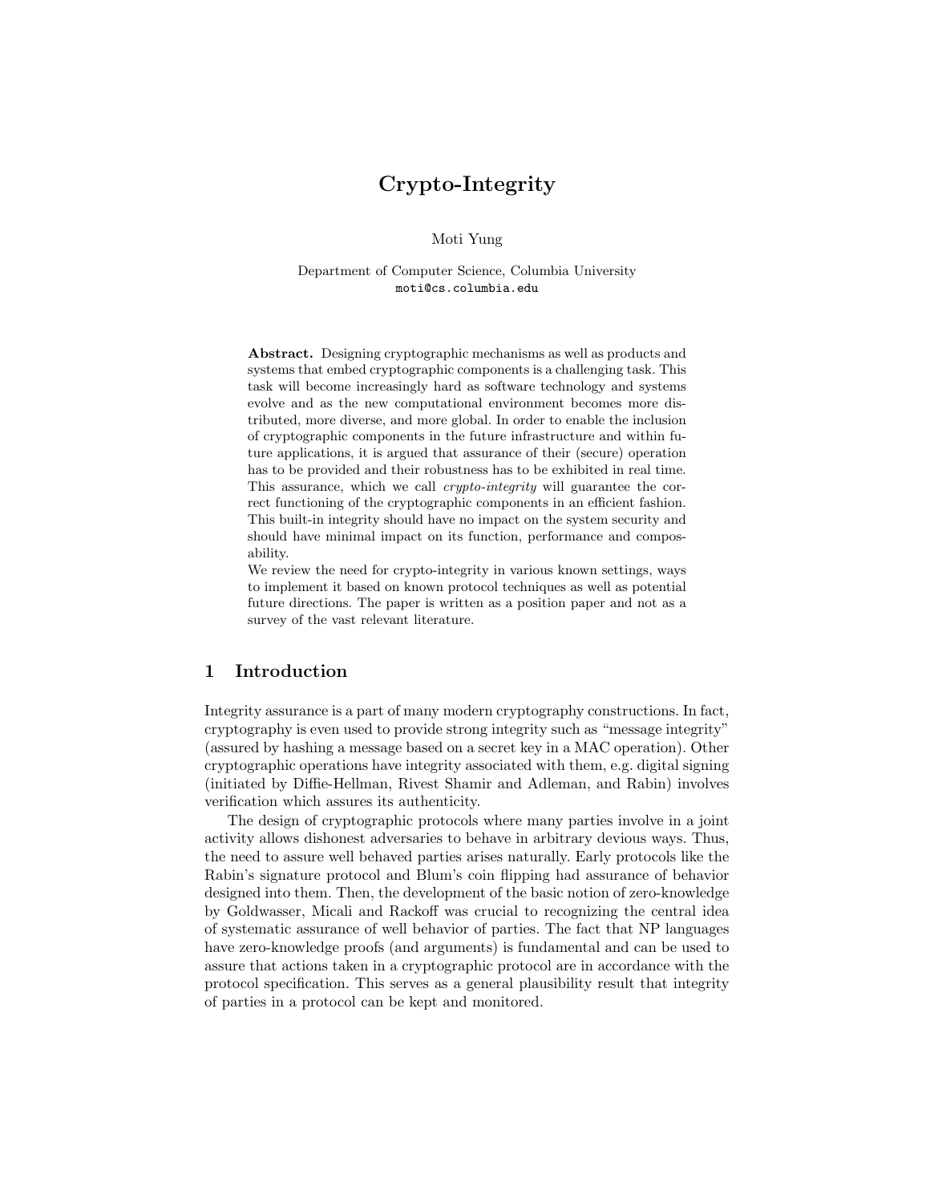# Crypto-Integrity

Moti Yung

Department of Computer Science, Columbia University
moti@cs.columbia.edu

**Abstract.** Designing cryptographic mechanisms as well as products and systems that embed cryptographic components is a challenging task. This task will become increasingly hard as software technology and systems evolve and as the new computational environment becomes more distributed, more diverse, and more global. In order to enable the inclusion of cryptographic components in the future infrastructure and within future applications, it is argued that assurance of their (secure) operation has to be provided and their robustness has to be exhibited in real time. This assurance, which we call *crypto-integrity* will guarantee the correct functioning of the cryptographic components in an efficient fashion. This built-in integrity should have no impact on the system security and should have minimal impact on its function, performance and composability.
We review the need for crypto-integrity in various known settings, ways to implement it based on known protocol techniques as well as potential future directions. The paper is written as a position paper and not as a survey of the vast relevant literature.

## 1 Introduction

Integrity assurance is a part of many modern cryptography constructions. In fact, cryptography is even used to provide strong integrity such as "message integrity" (assured by hashing a message based on a secret key in a MAC operation). Other cryptographic operations have integrity associated with them, e.g. digital signing (initiated by Diffie-Hellman, Rivest Shamir and Adleman, and Rabin) involves verification which assures its authenticity.

The design of cryptographic protocols where many parties involve in a joint activity allows dishonest adversaries to behave in arbitrary devious ways. Thus, the need to assure well behaved parties arises naturally. Early protocols like the Rabin's signature protocol and Blum's coin flipping had assurance of behavior designed into them. Then, the development of the basic notion of zero-knowledge by Goldwasser, Micali and Rackoff was crucial to recognizing the central idea of systematic assurance of well behavior of parties. The fact that NP languages have zero-knowledge proofs (and arguments) is fundamental and can be used to assure that actions taken in a cryptographic protocol are in accordance with the protocol specification. This serves as a general plausibility result that integrity of parties in a protocol can be kept and monitored.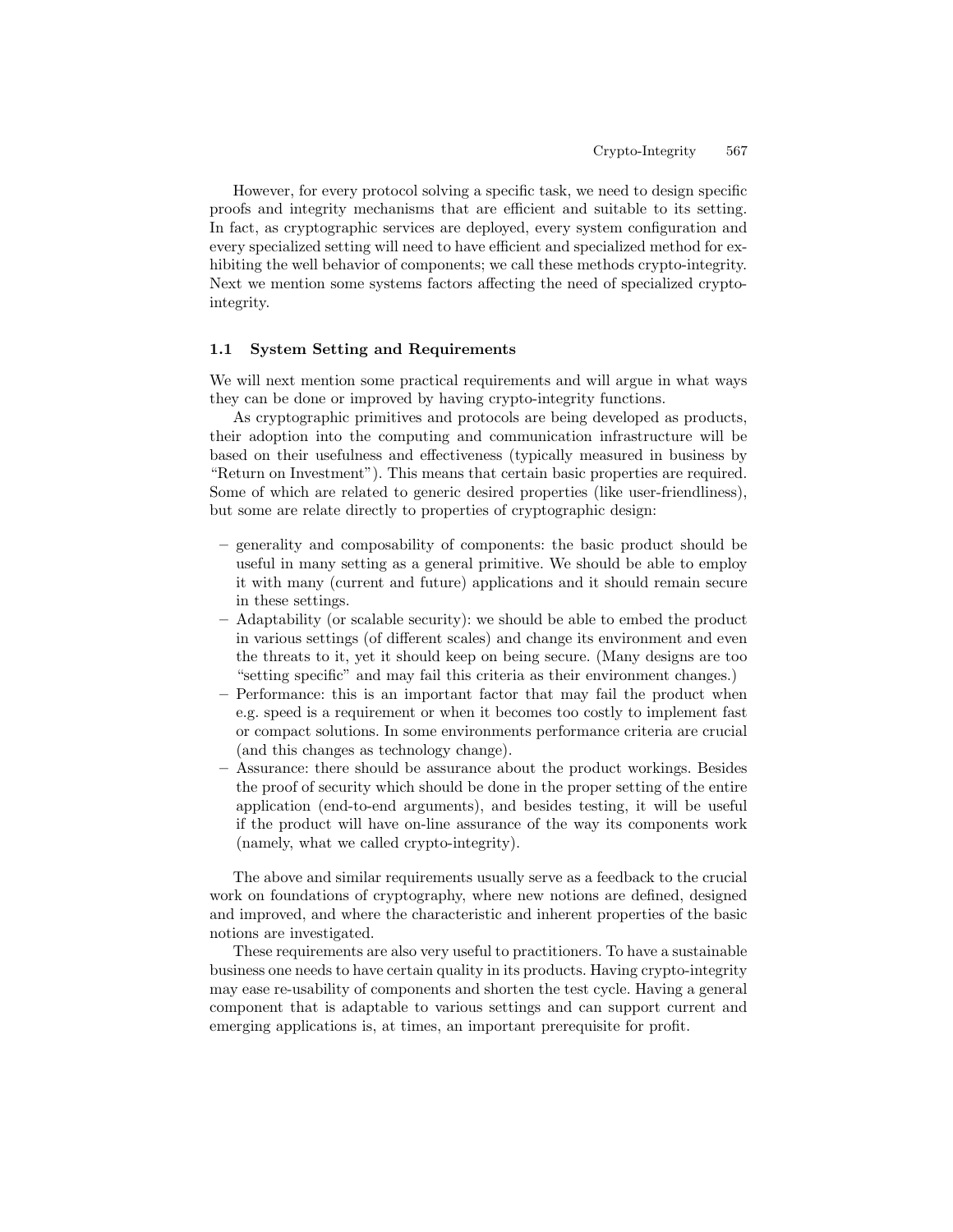However, for every protocol solving a specific task, we need to design specific proofs and integrity mechanisms that are efficient and suitable to its setting. In fact, as cryptographic services are deployed, every system configuration and every specialized setting will need to have efficient and specialized method for exhibiting the well behavior of components; we call these methods crypto-integrity. Next we mention some systems factors affecting the need of specialized crypto-integrity.

### 1.1 System Setting and Requirements

We will next mention some practical requirements and will argue in what ways they can be done or improved by having crypto-integrity functions.

As cryptographic primitives and protocols are being developed as products, their adoption into the computing and communication infrastructure will be based on their usefulness and effectiveness (typically measured in business by "Return on Investment"). This means that certain basic properties are required. Some of which are related to generic desired properties (like user-friendliness), but some are relate directly to properties of cryptographic design:

- generality and composability of components: the basic product should be useful in many setting as a general primitive. We should be able to employ it with many (current and future) applications and it should remain secure in these settings.
- Adaptability (or scalable security): we should be able to embed the product in various settings (of different scales) and change its environment and even the threats to it, yet it should keep on being secure. (Many designs are too "setting specific" and may fail this criteria as their environment changes.)
- Performance: this is an important factor that may fail the product when e.g. speed is a requirement or when it becomes too costly to implement fast or compact solutions. In some environments performance criteria are crucial (and this changes as technology change).
- Assurance: there should be assurance about the product workings. Besides the proof of security which should be done in the proper setting of the entire application (end-to-end arguments), and besides testing, it will be useful if the product will have on-line assurance of the way its components work (namely, what we called crypto-integrity).

The above and similar requirements usually serve as a feedback to the crucial work on foundations of cryptography, where new notions are defined, designed and improved, and where the characteristic and inherent properties of the basic notions are investigated.

These requirements are also very useful to practitioners. To have a sustainable business one needs to have certain quality in its products. Having crypto-integrity may ease re-usability of components and shorten the test cycle. Having a general component that is adaptable to various settings and can support current and emerging applications is, at times, an important prerequisite for profit.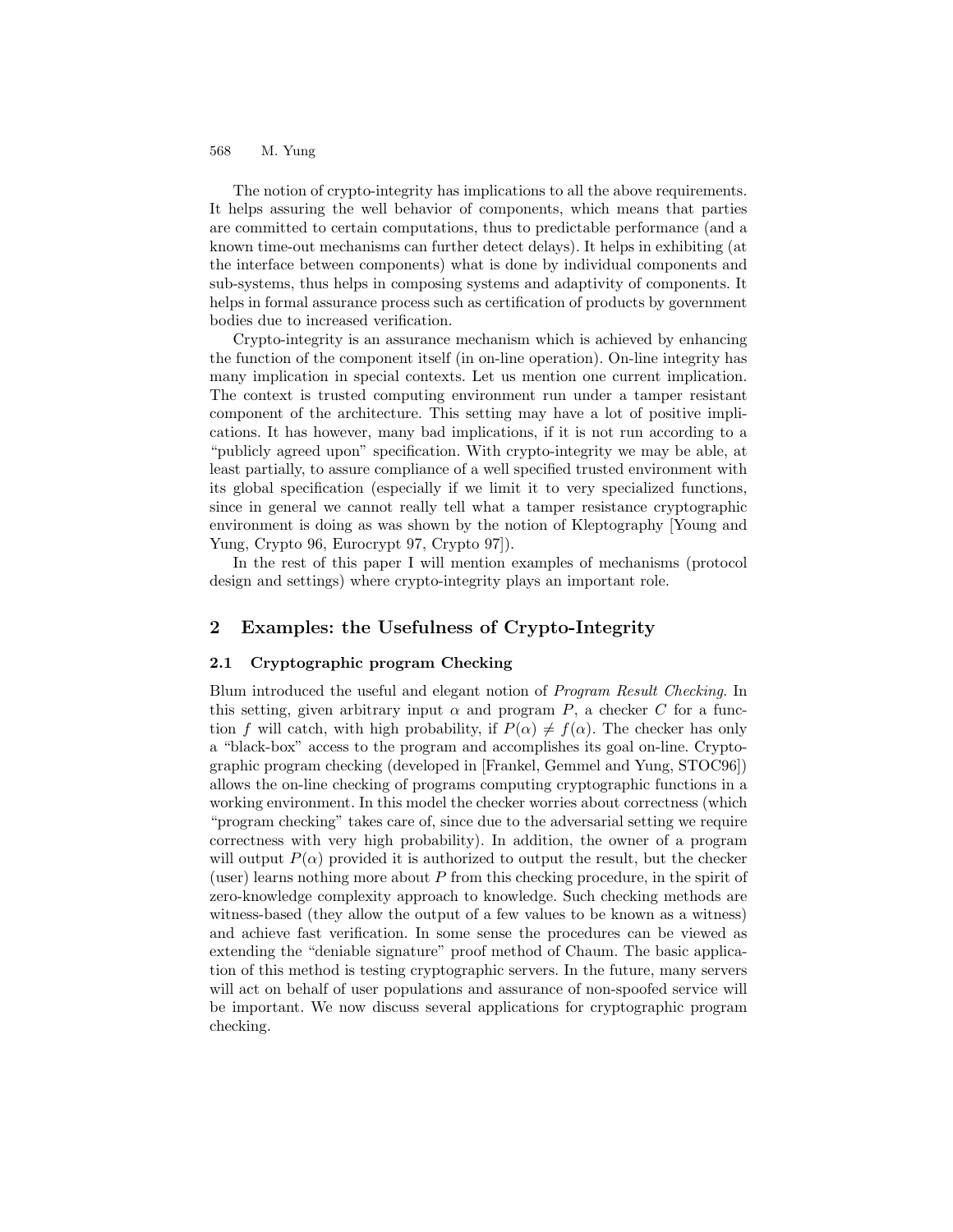The notion of crypto-integrity has implications to all the above requirements. It helps assuring the well behavior of components, which means that parties are committed to certain computations, thus to predictable performance (and a known time-out mechanisms can further detect delays). It helps in exhibiting (at the interface between components) what is done by individual components and sub-systems, thus helps in composing systems and adaptivity of components. It helps in formal assurance process such as certification of products by government bodies due to increased verification.

Crypto-integrity is an assurance mechanism which is achieved by enhancing the function of the component itself (in on-line operation). On-line integrity has many implication in special contexts. Let us mention one current implication. The context is trusted computing environment run under a tamper resistant component of the architecture. This setting may have a lot of positive implications. It has however, many bad implications, if it is not run according to a "publicly agreed upon" specification. With crypto-integrity we may be able, at least partially, to assure compliance of a well specified trusted environment with its global specification (especially if we limit it to very specialized functions, since in general we cannot really tell what a tamper resistance cryptographic environment is doing as was shown by the notion of Kleptography [Young and Yung, Crypto 96, Eurocrypt 97, Crypto 97]).

In the rest of this paper I will mention examples of mechanisms (protocol design and settings) where crypto-integrity plays an important role.

## 2 Examples: the Usefulness of Crypto-Integrity

### 2.1 Cryptographic program Checking

Blum introduced the useful and elegant notion of *Program Result Checking*. In this setting, given arbitrary input $\alpha$ and program $P$, a checker $C$ for a function $f$ will catch, with high probability, if $P(\alpha) \neq f(\alpha)$. The checker has only a "black-box" access to the program and accomplishes its goal on-line. Cryptographic program checking (developed in [Frankel, Gemmel and Yung, STOC96]) allows the on-line checking of programs computing cryptographic functions in a working environment. In this model the checker worries about correctness (which "program checking" takes care of, since due to the adversarial setting we require correctness with very high probability). In addition, the owner of a program will output $P(\alpha)$ provided it is authorized to output the result, but the checker (user) learns nothing more about $P$ from this checking procedure, in the spirit of zero-knowledge complexity approach to knowledge. Such checking methods are witness-based (they allow the output of a few values to be known as a witness) and achieve fast verification. In some sense the procedures can be viewed as extending the "deniable signature" proof method of Chaum. The basic application of this method is testing cryptographic servers. In the future, many servers will act on behalf of user populations and assurance of non-spoofed service will be important. We now discuss several applications for cryptographic program checking.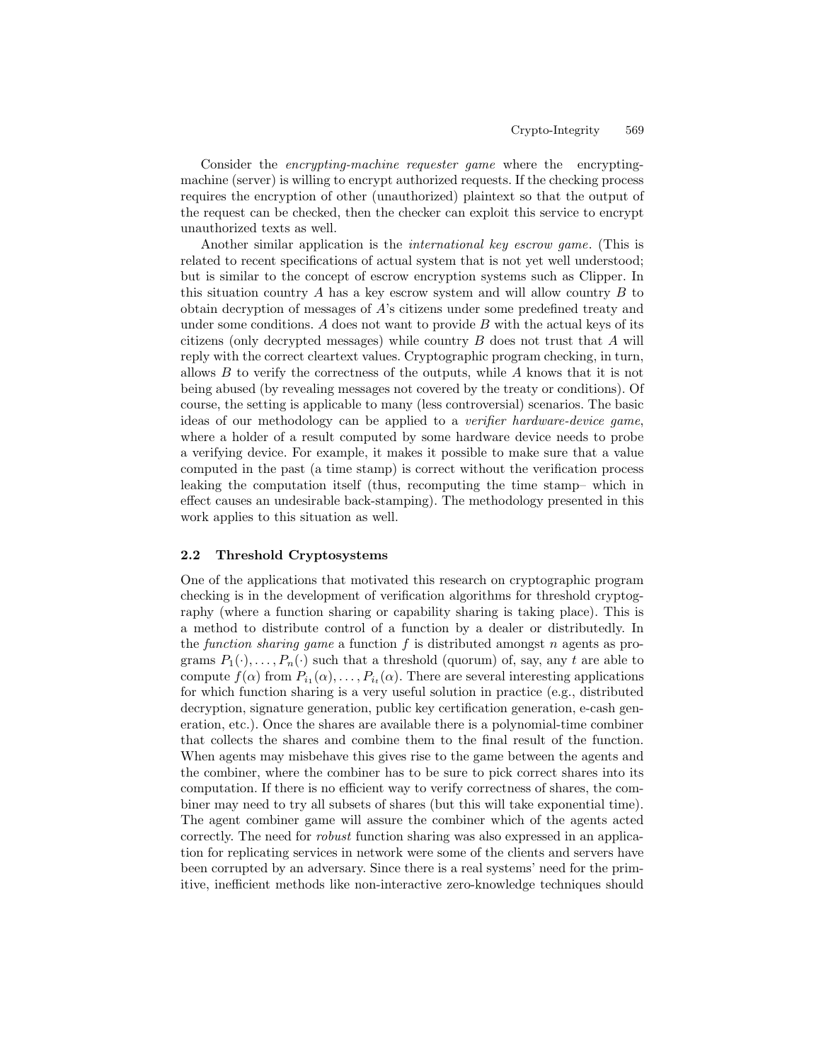Consider the *encrypting-machine requester game* where the encrypting-machine (server) is willing to encrypt authorized requests. If the checking process requires the encryption of other (unauthorized) plaintext so that the output of the request can be checked, then the checker can exploit this service to encrypt unauthorized texts as well.

Another similar application is the *international key escrow game*. (This is related to recent specifications of actual system that is not yet well understood; but is similar to the concept of escrow encryption systems such as Clipper. In this situation country $A$ has a key escrow system and will allow country $B$ to obtain decryption of messages of $A$'s citizens under some predefined treaty and under some conditions. $A$ does not want to provide $B$ with the actual keys of its citizens (only decrypted messages) while country $B$ does not trust that $A$ will reply with the correct cleartext values. Cryptographic program checking, in turn, allows $B$ to verify the correctness of the outputs, while $A$ knows that it is not being abused (by revealing messages not covered by the treaty or conditions). Of course, the setting is applicable to many (less controversial) scenarios. The basic ideas of our methodology can be applied to a *verifier hardware-device game*, where a holder of a result computed by some hardware device needs to probe a verifying device. For example, it makes it possible to make sure that a value computed in the past (a time stamp) is correct without the verification process leaking the computation itself (thus, recomputing the time stamp– which in effect causes an undesirable back-stamping). The methodology presented in this work applies to this situation as well.

### 2.2 Threshold Cryptosystems

One of the applications that motivated this research on cryptographic program checking is in the development of verification algorithms for threshold cryptography (where a function sharing or capability sharing is taking place). This is a method to distribute control of a function by a dealer or distributedly. In the *function sharing game* a function $f$ is distributed amongst $n$ agents as programs $P_1(\cdot), \ldots, P_n(\cdot)$ such that a threshold (quorum) of, say, any $t$ are able to compute $f(\alpha)$ from $P_{i_1}(\alpha), \ldots, P_{i_t}(\alpha)$. There are several interesting applications for which function sharing is a very useful solution in practice (e.g., distributed decryption, signature generation, public key certification generation, e-cash generation, etc.). Once the shares are available there is a polynomial-time combiner that collects the shares and combine them to the final result of the function. When agents may misbehave this gives rise to the game between the agents and the combiner, where the combiner has to be sure to pick correct shares into its computation. If there is no efficient way to verify correctness of shares, the combiner may need to try all subsets of shares (but this will take exponential time). The agent combiner game will assure the combiner which of the agents acted correctly. The need for *robust* function sharing was also expressed in an application for replicating services in network were some of the clients and servers have been corrupted by an adversary. Since there is a real systems' need for the primitive, inefficient methods like non-interactive zero-knowledge techniques should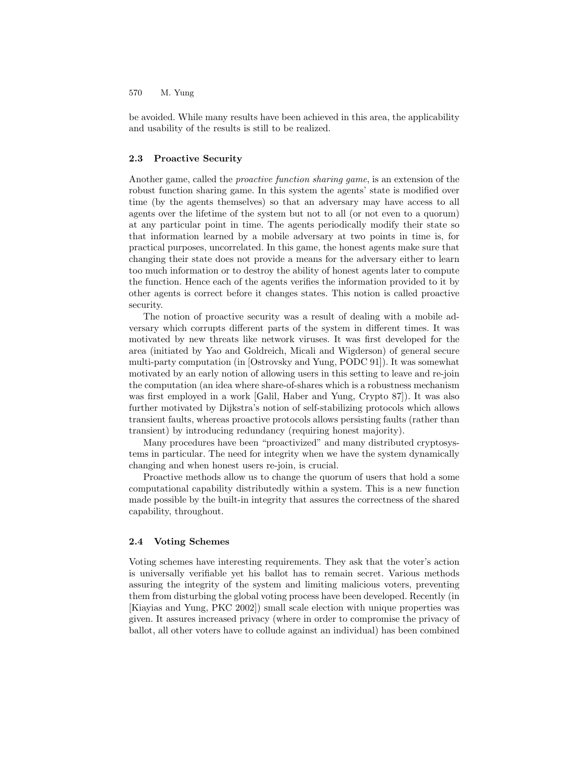be avoided. While many results have been achieved in this area, the applicability and usability of the results is still to be realized.

### 2.3 Proactive Security

Another game, called the *proactive function sharing game*, is an extension of the robust function sharing game. In this system the agents' state is modified over time (by the agents themselves) so that an adversary may have access to all agents over the lifetime of the system but not to all (or not even to a quorum) at any particular point in time. The agents periodically modify their state so that information learned by a mobile adversary at two points in time is, for practical purposes, uncorrelated. In this game, the honest agents make sure that changing their state does not provide a means for the adversary either to learn too much information or to destroy the ability of honest agents later to compute the function. Hence each of the agents verifies the information provided to it by other agents is correct before it changes states. This notion is called proactive security.

The notion of proactive security was a result of dealing with a mobile adversary which corrupts different parts of the system in different times. It was motivated by new threats like network viruses. It was first developed for the area (initiated by Yao and Goldreich, Micali and Wigderson) of general secure multi-party computation (in [Ostrovsky and Yung, PODC 91]). It was somewhat motivated by an early notion of allowing users in this setting to leave and re-join the computation (an idea where share-of-shares which is a robustness mechanism was first employed in a work [Galil, Haber and Yung, Crypto 87]). It was also further motivated by Dijkstra's notion of self-stabilizing protocols which allows transient faults, whereas proactive protocols allows persisting faults (rather than transient) by introducing redundancy (requiring honest majority).

Many procedures have been "proactivized" and many distributed cryptosystems in particular. The need for integrity when we have the system dynamically changing and when honest users re-join, is crucial.

Proactive methods allow us to change the quorum of users that hold a some computational capability distributedly within a system. This is a new function made possible by the built-in integrity that assures the correctness of the shared capability, throughout.

### 2.4 Voting Schemes

Voting schemes have interesting requirements. They ask that the voter's action is universally verifiable yet his ballot has to remain secret. Various methods assuring the integrity of the system and limiting malicious voters, preventing them from disturbing the global voting process have been developed. Recently (in [Kiayias and Yung, PKC 2002]) small scale election with unique properties was given. It assures increased privacy (where in order to compromise the privacy of ballot, all other voters have to collude against an individual) has been combined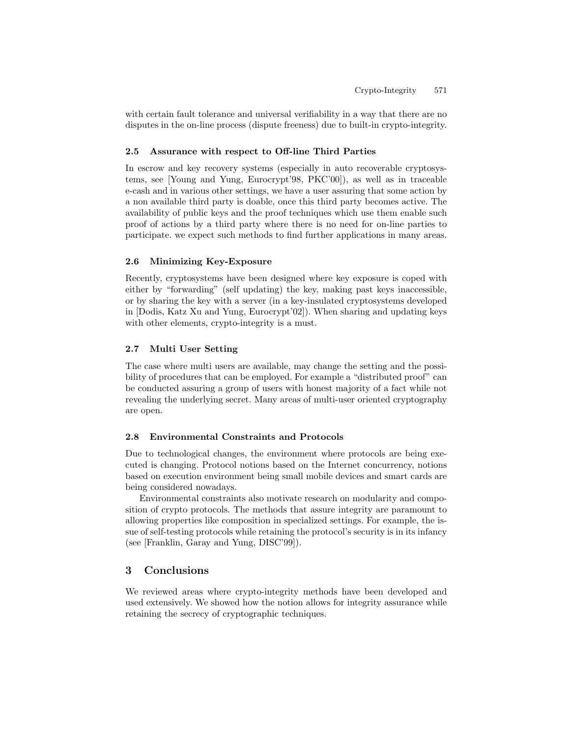with certain fault tolerance and universal verifiability in a way that there are no disputes in the on-line process (dispute freeness) due to built-in crypto-integrity.

### 2.5 Assurance with respect to Off-line Third Parties

In escrow and key recovery systems (especially in auto recoverable cryptosystems, see [Young and Yung, Eurocrypt'98, PKC'00]), as well as in traceable e-cash and in various other settings, we have a user assuring that some action by a non available third party is doable, once this third party becomes active. The availability of public keys and the proof techniques which use them enable such proof of actions by a third party where there is no need for on-line parties to participate. we expect such methods to find further applications in many areas.

### 2.6 Minimizing Key-Exposure

Recently, cryptosystems have been designed where key exposure is coped with either by "forwarding" (self updating) the key, making past keys inaccessible, or by sharing the key with a server (in a key-insulated cryptosystems developed in [Dodis, Katz Xu and Yung, Eurocrypt'02]). When sharing and updating keys with other elements, crypto-integrity is a must.

### 2.7 Multi User Setting

The case where multi users are available, may change the setting and the possibility of procedures that can be employed. For example a "distributed proof" can be conducted assuring a group of users with honest majority of a fact while not revealing the underlying secret. Many areas of multi-user oriented cryptography are open.

### 2.8 Environmental Constraints and Protocols

Due to technological changes, the environment where protocols are being executed is changing. Protocol notions based on the Internet concurrency, notions based on execution environment being small mobile devices and smart cards are being considered nowadays.

Environmental constraints also motivate research on modularity and composition of crypto protocols. The methods that assure integrity are paramount to allowing properties like composition in specialized settings. For example, the issue of self-testing protocols while retaining the protocol's security is in its infancy (see [Franklin, Garay and Yung, DISC'99]).

## 3 Conclusions

We reviewed areas where crypto-integrity methods have been developed and used extensively. We showed how the notion allows for integrity assurance while retaining the secrecy of cryptographic techniques.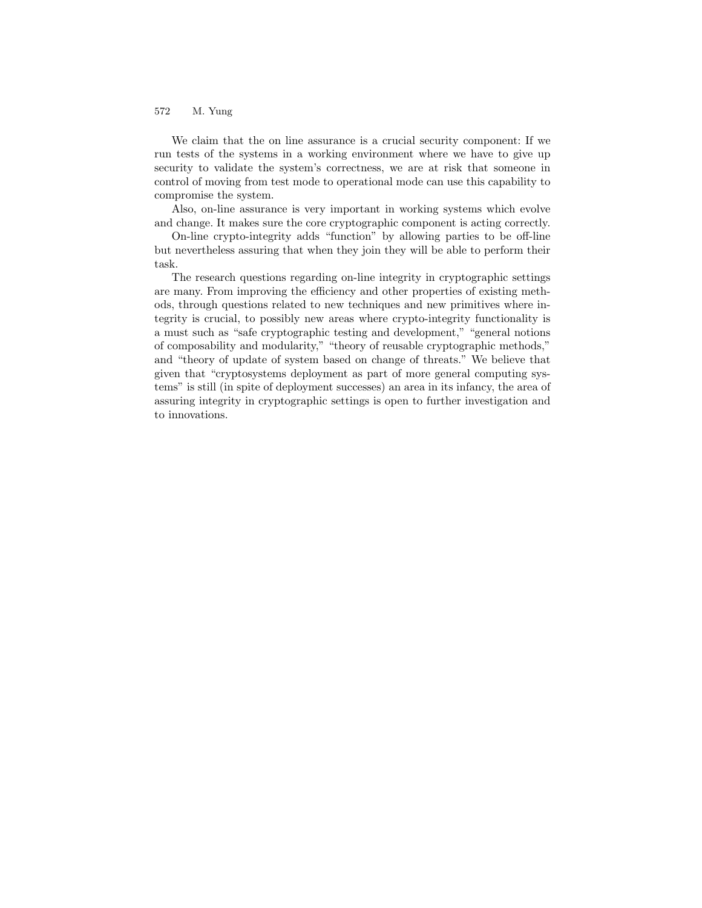We claim that the on line assurance is a crucial security component: If we run tests of the systems in a working environment where we have to give up security to validate the system's correctness, we are at risk that someone in control of moving from test mode to operational mode can use this capability to compromise the system.

Also, on-line assurance is very important in working systems which evolve and change. It makes sure the core cryptographic component is acting correctly.

On-line crypto-integrity adds "function" by allowing parties to be off-line but nevertheless assuring that when they join they will be able to perform their task.

The research questions regarding on-line integrity in cryptographic settings are many. From improving the efficiency and other properties of existing methods, through questions related to new techniques and new primitives where integrity is crucial, to possibly new areas where crypto-integrity functionality is a must such as "safe cryptographic testing and development," "general notions of composability and modularity," "theory of reusable cryptographic methods," and "theory of update of system based on change of threats." We believe that given that "cryptosystems deployment as part of more general computing systems" is still (in spite of deployment successes) an area in its infancy, the area of assuring integrity in cryptographic settings is open to further investigation and to innovations.